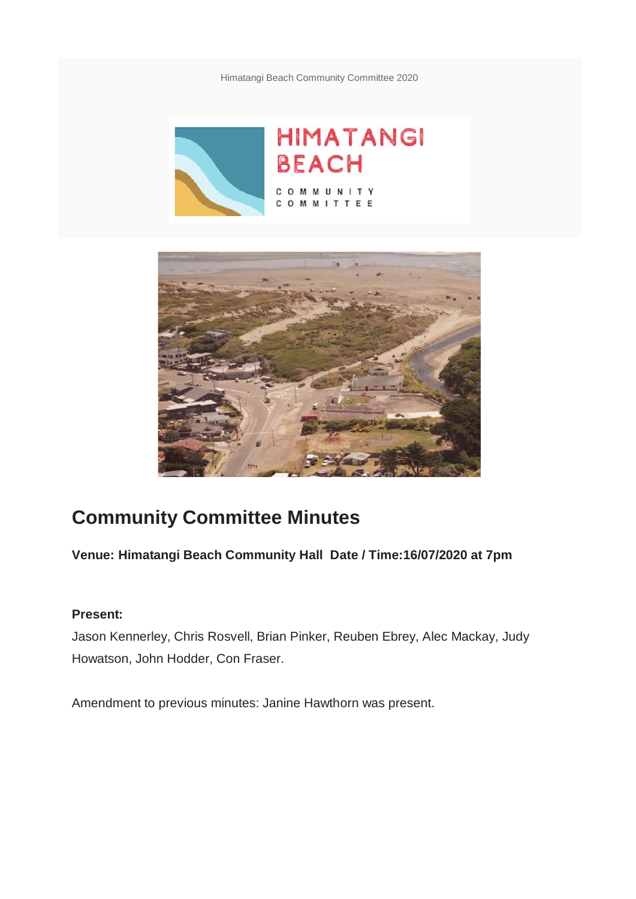Himatangi Beach Community Committee 2020

HIMATANGI BEACH

COMMUNITY COMMITTEE

# Community Committee Minutes

**Venue: Himatangi Beach Community Hall  Date / Time:16/07/2020 at 7pm**

**Present:**

Jason Kennerley, Chris Rosvell, Brian Pinker, Reuben Ebrey, Alec Mackay, Judy Howatson, John Hodder, Con Fraser.

Amendment to previous minutes: Janine Hawthorn was present.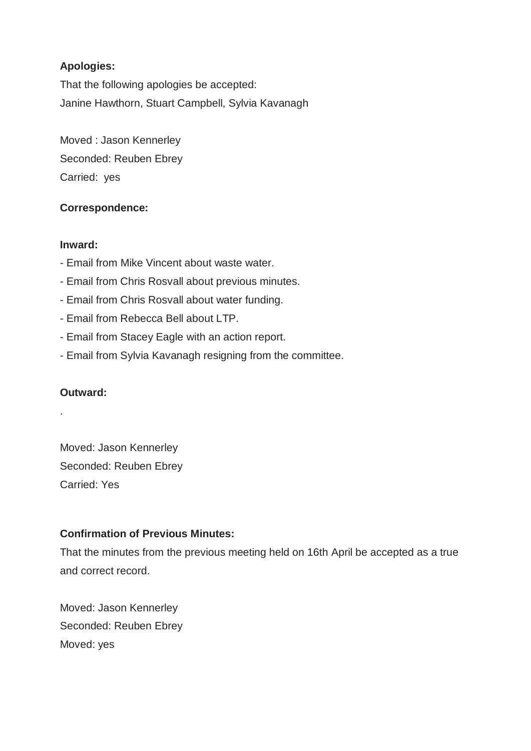**Apologies:**

That the following apologies be accepted:
Janine Hawthorn, Stuart Campbell, Sylvia Kavanagh

Moved : Jason Kennerley
Seconded: Reuben Ebrey
Carried: yes

**Correspondence:**

**Inward:**

- Email from Mike Vincent about waste water.
- Email from Chris Rosvall about previous minutes.
- Email from Chris Rosvall about water funding.
- Email from Rebecca Bell about LTP.
- Email from Stacey Eagle with an action report.
- Email from Sylvia Kavanagh resigning from the committee.

**Outward:**

.

Moved: Jason Kennerley
Seconded: Reuben Ebrey
Carried: Yes

**Confirmation of Previous Minutes:**

That the minutes from the previous meeting held on 16th April be accepted as a true and correct record.

Moved: Jason Kennerley
Seconded: Reuben Ebrey
Moved: yes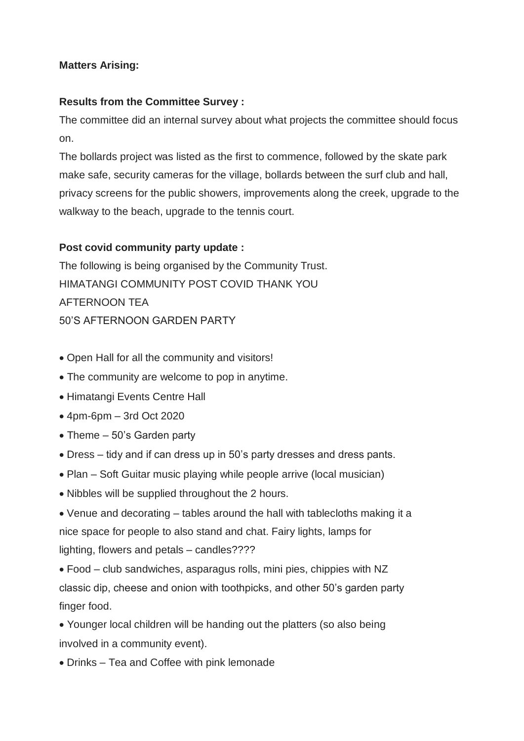**Matters Arising:**

**Results from the Committee Survey :**

The committee did an internal survey about what projects the committee should focus on.

The bollards project was listed as the first to commence, followed by the skate park make safe, security cameras for the village, bollards between the surf club and hall, privacy screens for the public showers, improvements along the creek, upgrade to the walkway to the beach, upgrade to the tennis court.

**Post covid community party update :**

The following is being organised by the Community Trust.
HIMATANGI COMMUNITY POST COVID THANK YOU
AFTERNOON TEA
50'S AFTERNOON GARDEN PARTY

- Open Hall for all the community and visitors!
- The community are welcome to pop in anytime.
- Himatangi Events Centre Hall
- 4pm-6pm – 3rd Oct 2020
- Theme – 50's Garden party
- Dress – tidy and if can dress up in 50's party dresses and dress pants.
- Plan – Soft Guitar music playing while people arrive (local musician)
- Nibbles will be supplied throughout the 2 hours.
- Venue and decorating – tables around the hall with tablecloths making it a nice space for people to also stand and chat. Fairy lights, lamps for lighting, flowers and petals – candles????
- Food – club sandwiches, asparagus rolls, mini pies, chippies with NZ classic dip, cheese and onion with toothpicks, and other 50's garden party finger food.
- Younger local children will be handing out the platters (so also being involved in a community event).
- Drinks – Tea and Coffee with pink lemonade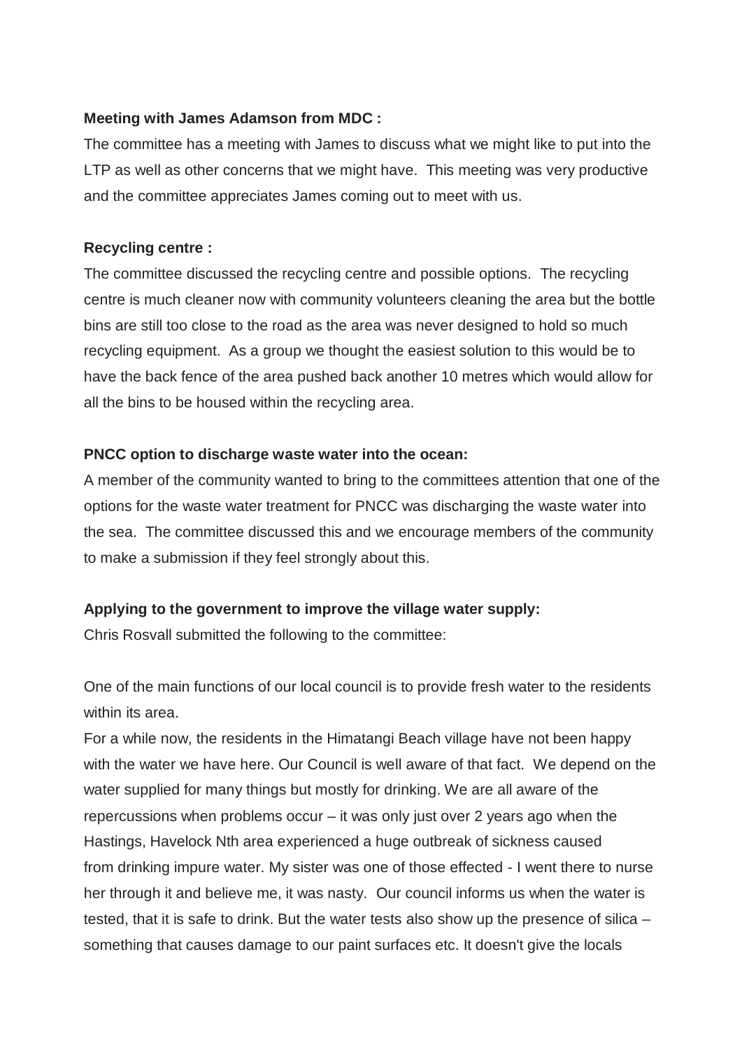**Meeting with James Adamson from MDC :**

The committee has a meeting with James to discuss what we might like to put into the LTP as well as other concerns that we might have. This meeting was very productive and the committee appreciates James coming out to meet with us.

**Recycling centre :**

The committee discussed the recycling centre and possible options. The recycling centre is much cleaner now with community volunteers cleaning the area but the bottle bins are still too close to the road as the area was never designed to hold so much recycling equipment. As a group we thought the easiest solution to this would be to have the back fence of the area pushed back another 10 metres which would allow for all the bins to be housed within the recycling area.

**PNCC option to discharge waste water into the ocean:**

A member of the community wanted to bring to the committees attention that one of the options for the waste water treatment for PNCC was discharging the waste water into the sea. The committee discussed this and we encourage members of the community to make a submission if they feel strongly about this.

**Applying to the government to improve the village water supply:**

Chris Rosvall submitted the following to the committee:

One of the main functions of our local council is to provide fresh water to the residents within its area.

For a while now, the residents in the Himatangi Beach village have not been happy with the water we have here. Our Council is well aware of that fact. We depend on the water supplied for many things but mostly for drinking. We are all aware of the repercussions when problems occur – it was only just over 2 years ago when the Hastings, Havelock Nth area experienced a huge outbreak of sickness caused from drinking impure water. My sister was one of those effected - I went there to nurse her through it and believe me, it was nasty. Our council informs us when the water is tested, that it is safe to drink. But the water tests also show up the presence of silica – something that causes damage to our paint surfaces etc. It doesn't give the locals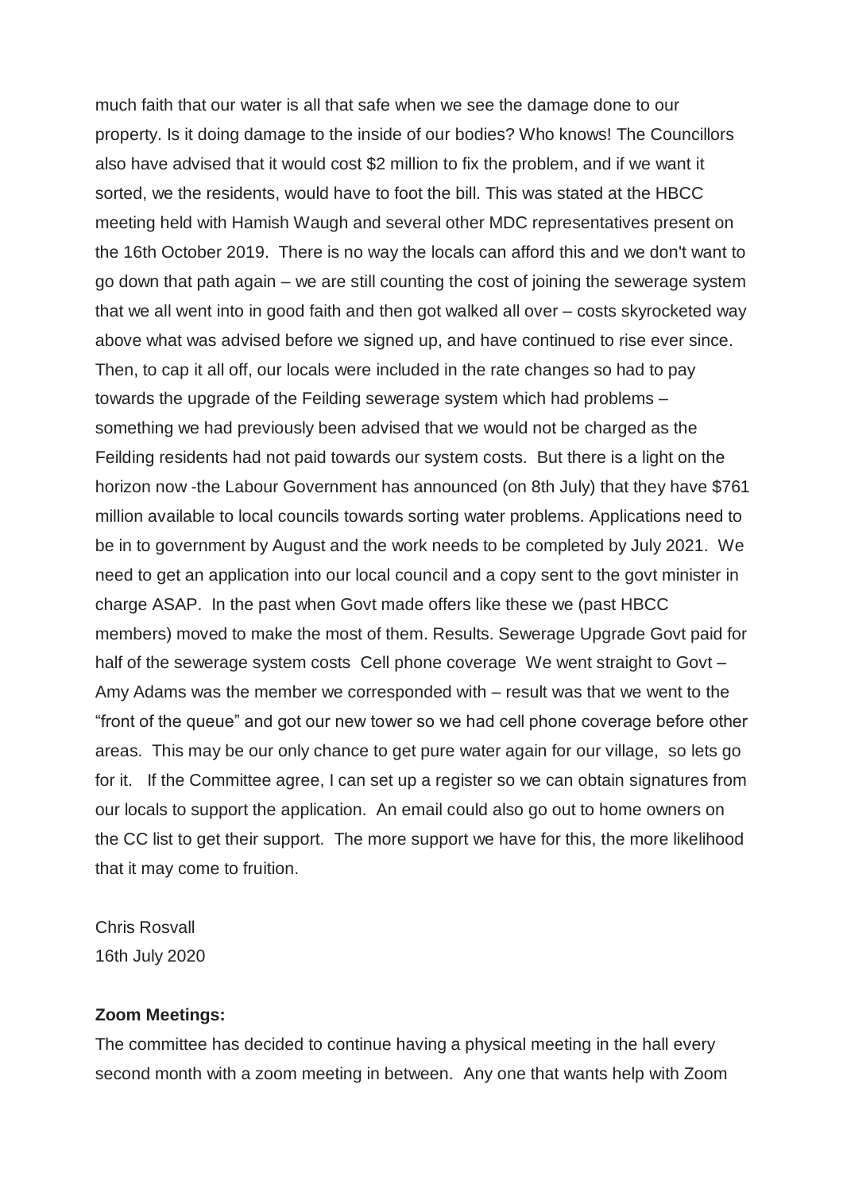much faith that our water is all that safe when we see the damage done to our property. Is it doing damage to the inside of our bodies? Who knows! The Councillors also have advised that it would cost $2 million to fix the problem, and if we want it sorted, we the residents, would have to foot the bill. This was stated at the HBCC meeting held with Hamish Waugh and several other MDC representatives present on the 16th October 2019. There is no way the locals can afford this and we don't want to go down that path again – we are still counting the cost of joining the sewerage system that we all went into in good faith and then got walked all over – costs skyrocketed way above what was advised before we signed up, and have continued to rise ever since. Then, to cap it all off, our locals were included in the rate changes so had to pay towards the upgrade of the Feilding sewerage system which had problems – something we had previously been advised that we would not be charged as the Feilding residents had not paid towards our system costs. But there is a light on the horizon now -the Labour Government has announced (on 8th July) that they have $761 million available to local councils towards sorting water problems. Applications need to be in to government by August and the work needs to be completed by July 2021. We need to get an application into our local council and a copy sent to the govt minister in charge ASAP. In the past when Govt made offers like these we (past HBCC members) moved to make the most of them. Results. Sewerage Upgrade Govt paid for half of the sewerage system costs Cell phone coverage We went straight to Govt – Amy Adams was the member we corresponded with – result was that we went to the "front of the queue" and got our new tower so we had cell phone coverage before other areas. This may be our only chance to get pure water again for our village, so lets go for it. If the Committee agree, I can set up a register so we can obtain signatures from our locals to support the application. An email could also go out to home owners on the CC list to get their support. The more support we have for this, the more likelihood that it may come to fruition.

Chris Rosvall
16th July 2020

**Zoom Meetings:**

The committee has decided to continue having a physical meeting in the hall every second month with a zoom meeting in between. Any one that wants help with Zoom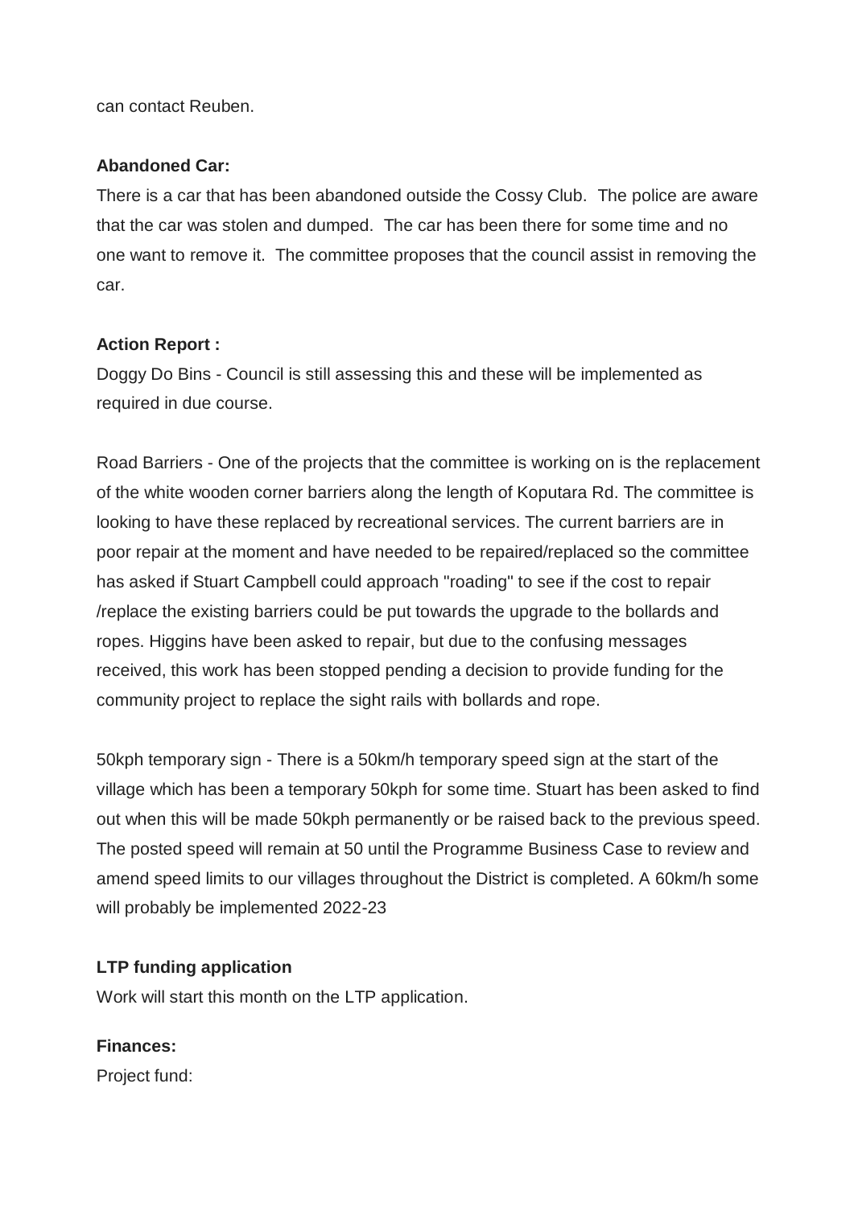can contact Reuben.

**Abandoned Car:**

There is a car that has been abandoned outside the Cossy Club. The police are aware that the car was stolen and dumped. The car has been there for some time and no one want to remove it. The committee proposes that the council assist in removing the car.

**Action Report :**

Doggy Do Bins - Council is still assessing this and these will be implemented as required in due course.

Road Barriers - One of the projects that the committee is working on is the replacement of the white wooden corner barriers along the length of Koputara Rd. The committee is looking to have these replaced by recreational services. The current barriers are in poor repair at the moment and have needed to be repaired/replaced so the committee has asked if Stuart Campbell could approach "roading" to see if the cost to repair /replace the existing barriers could be put towards the upgrade to the bollards and ropes. Higgins have been asked to repair, but due to the confusing messages received, this work has been stopped pending a decision to provide funding for the community project to replace the sight rails with bollards and rope.

50kph temporary sign - There is a 50km/h temporary speed sign at the start of the village which has been a temporary 50kph for some time. Stuart has been asked to find out when this will be made 50kph permanently or be raised back to the previous speed. The posted speed will remain at 50 until the Programme Business Case to review and amend speed limits to our villages throughout the District is completed. A 60km/h some will probably be implemented 2022-23

**LTP funding application**

Work will start this month on the LTP application.

**Finances:**

Project fund: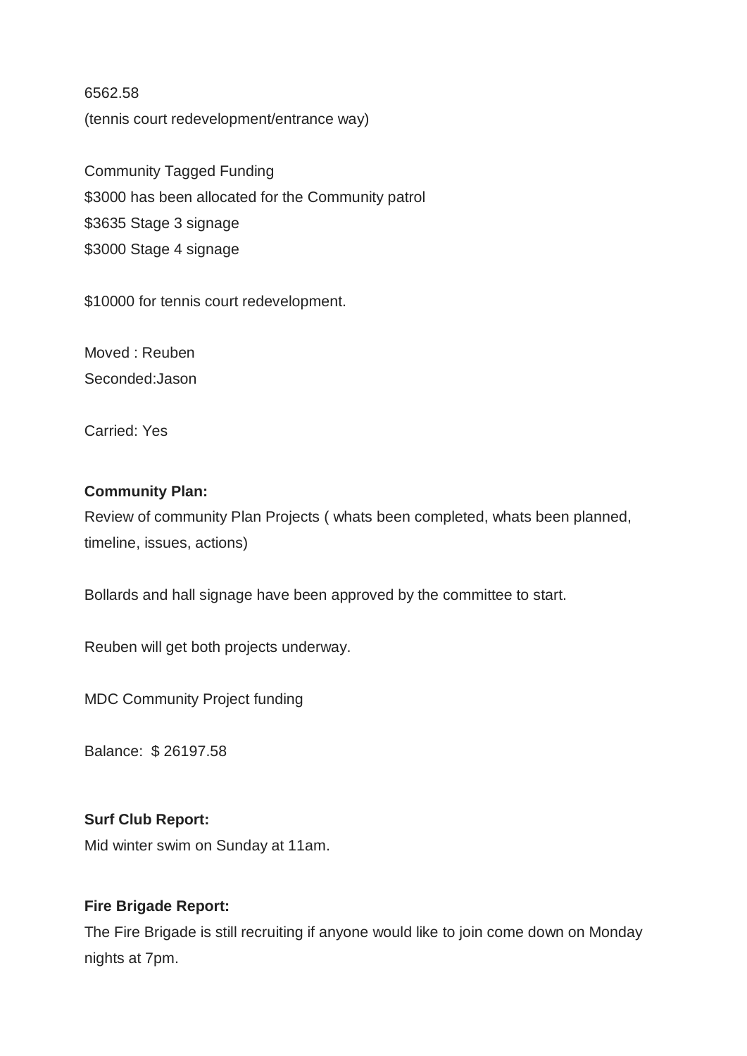6562.58
(tennis court redevelopment/entrance way)

Community Tagged Funding
$3000 has been allocated for the Community patrol
$3635 Stage 3 signage
$3000 Stage 4 signage

$10000 for tennis court redevelopment.

Moved : Reuben
Seconded:Jason

Carried: Yes

**Community Plan:**
Review of community Plan Projects ( whats been completed, whats been planned, timeline, issues, actions)

Bollards and hall signage have been approved by the committee to start.

Reuben will get both projects underway.

MDC Community Project funding

Balance: $ 26197.58

**Surf Club Report:**
Mid winter swim on Sunday at 11am.

**Fire Brigade Report:**
The Fire Brigade is still recruiting if anyone would like to join come down on Monday nights at 7pm.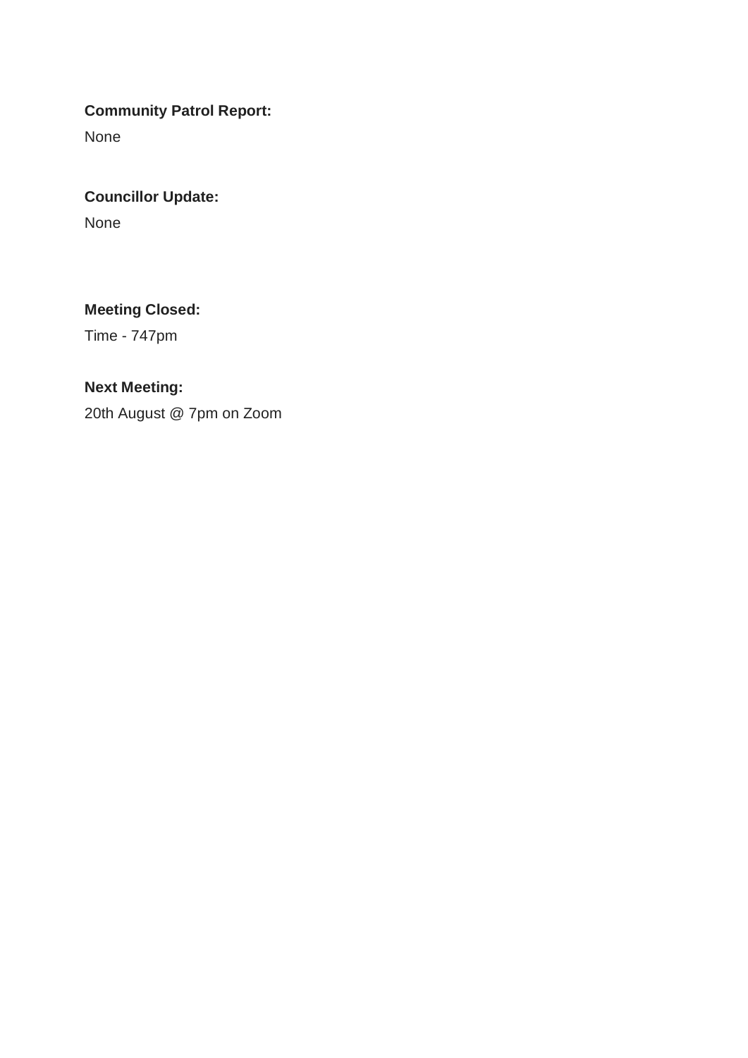**Community Patrol Report:**

None

**Councillor Update:**

None

**Meeting Closed:**

Time - 747pm

**Next Meeting:**

20th August @ 7pm on Zoom